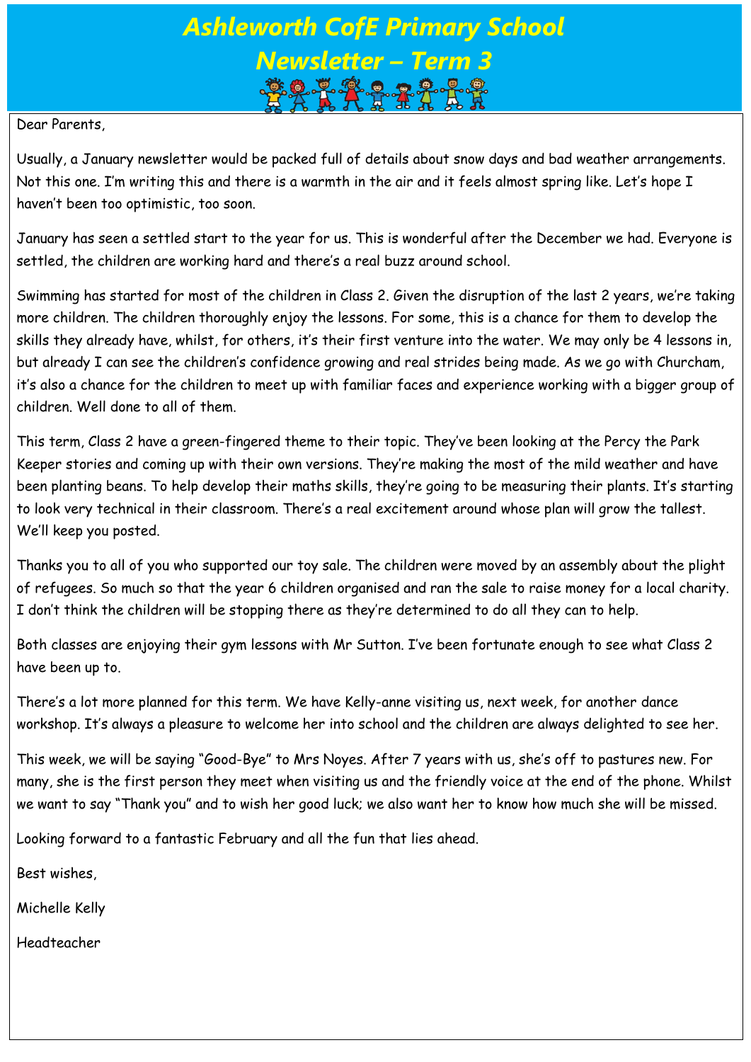# Ashleworth CofE Primary School
## Newsletter – Term 3

Dear Parents,

Usually, a January newsletter would be packed full of details about snow days and bad weather arrangements. Not this one. I'm writing this and there is a warmth in the air and it feels almost spring like. Let's hope I haven't been too optimistic, too soon.

January has seen a settled start to the year for us. This is wonderful after the December we had. Everyone is settled, the children are working hard and there's a real buzz around school.

Swimming has started for most of the children in Class 2. Given the disruption of the last 2 years, we're taking more children. The children thoroughly enjoy the lessons. For some, this is a chance for them to develop the skills they already have, whilst, for others, it's their first venture into the water. We may only be 4 lessons in, but already I can see the children's confidence growing and real strides being made. As we go with Churcham, it's also a chance for the children to meet up with familiar faces and experience working with a bigger group of children. Well done to all of them.

This term, Class 2 have a green-fingered theme to their topic. They've been looking at the Percy the Park Keeper stories and coming up with their own versions. They're making the most of the mild weather and have been planting beans. To help develop their maths skills, they're going to be measuring their plants. It's starting to look very technical in their classroom. There's a real excitement around whose plan will grow the tallest. We'll keep you posted.

Thanks you to all of you who supported our toy sale. The children were moved by an assembly about the plight of refugees. So much so that the year 6 children organised and ran the sale to raise money for a local charity. I don't think the children will be stopping there as they're determined to do all they can to help.

Both classes are enjoying their gym lessons with Mr Sutton. I've been fortunate enough to see what Class 2 have been up to.

There's a lot more planned for this term. We have Kelly-anne visiting us, next week, for another dance workshop. It's always a pleasure to welcome her into school and the children are always delighted to see her.

This week, we will be saying "Good-Bye" to Mrs Noyes. After 7 years with us, she's off to pastures new. For many, she is the first person they meet when visiting us and the friendly voice at the end of the phone. Whilst we want to say "Thank you" and to wish her good luck; we also want her to know how much she will be missed.

Looking forward to a fantastic February and all the fun that lies ahead.

Best wishes,

Michelle Kelly

Headteacher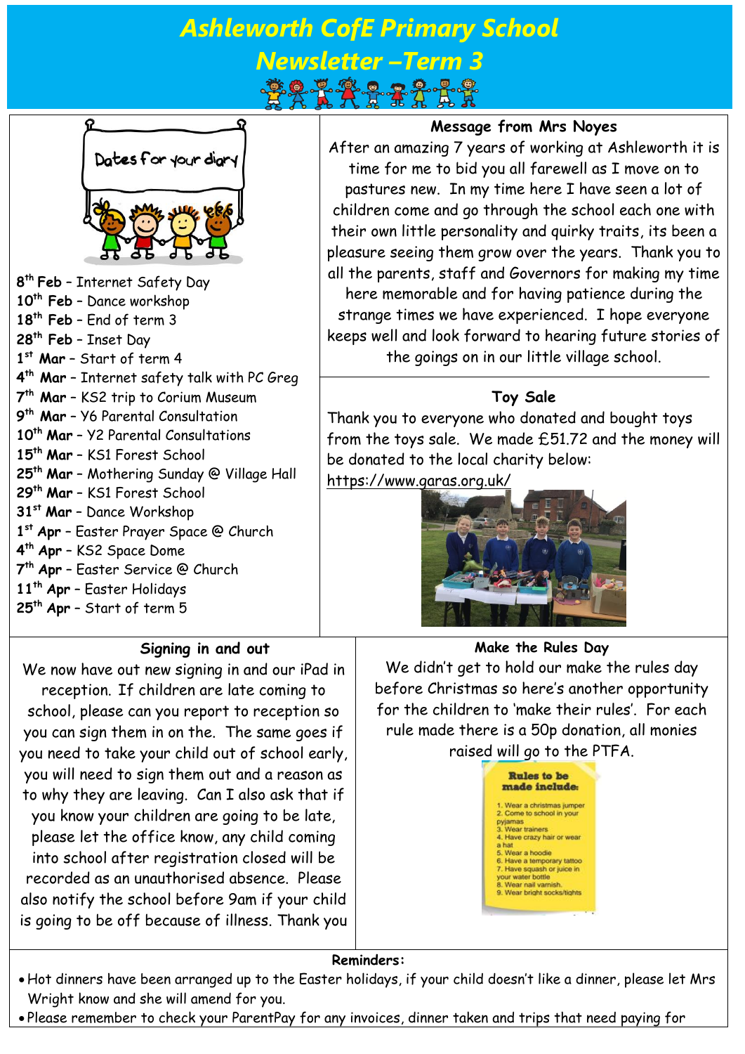# Ashleworth CofE Primary School
## Newsletter –Term 3

Dates for your diary

**8th Feb** – Internet Safety Day
**10th Feb** – Dance workshop
**18th Feb** – End of term 3
**28th Feb** – Inset Day
**1st Mar** – Start of term 4
**4th Mar** – Internet safety talk with PC Greg
**7th Mar** – KS2 trip to Corium Museum
**9th Mar** – Y6 Parental Consultation
**10th Mar** – Y2 Parental Consultations
**15th Mar** – KS1 Forest School
**25th Mar** – Mothering Sunday @ Village Hall
**29th Mar** – KS1 Forest School
**31st Mar** – Dance Workshop
**1st Apr** – Easter Prayer Space @ Church
**4th Apr** – KS2 Space Dome
**7th Apr** – Easter Service @ Church
**11th Apr** – Easter Holidays
**25th Apr** – Start of term 5

### Message from Mrs Noyes

After an amazing 7 years of working at Ashleworth it is time for me to bid you all farewell as I move on to pastures new. In my time here I have seen a lot of children come and go through the school each one with their own little personality and quirky traits, its been a pleasure seeing them grow over the years. Thank you to all the parents, staff and Governors for making my time here memorable and for having patience during the strange times we have experienced. I hope everyone keeps well and look forward to hearing future stories of the goings on in our little village school.

### Toy Sale

Thank you to everyone who donated and bought toys from the toys sale. We made £51.72 and the money will be donated to the local charity below:
https://www.garas.org.uk/

### Signing in and out

We now have out new signing in and our iPad in reception. If children are late coming to school, please can you report to reception so you can sign them in on the. The same goes if you need to take your child out of school early, you will need to sign them out and a reason as to why they are leaving. Can I also ask that if you know your children are going to be late, please let the office know, any child coming into school after registration closed will be recorded as an unauthorised absence. Please also notify the school before 9am if your child is going to be off because of illness. Thank you

### Make the Rules Day

We didn't get to hold our make the rules day before Christmas so here's another opportunity for the children to 'make their rules'. For each rule made there is a 50p donation, all monies raised will go to the PTFA.

Rules to be made include:

1. Wear a christmas jumper
2. Come to school in your pyjamas
3. Wear trainers
4. Have crazy hair or wear a hat
5. Wear a hoodie
6. Have a temporary tattoo
7. Have squash or juice in your water bottle
8. Wear nail varnish
9. Wear bright socks/tights

### Reminders:

- Hot dinners have been arranged up to the Easter holidays, if your child doesn't like a dinner, please let Mrs Wright know and she will amend for you.
- Please remember to check your ParentPay for any invoices, dinner taken and trips that need paying for